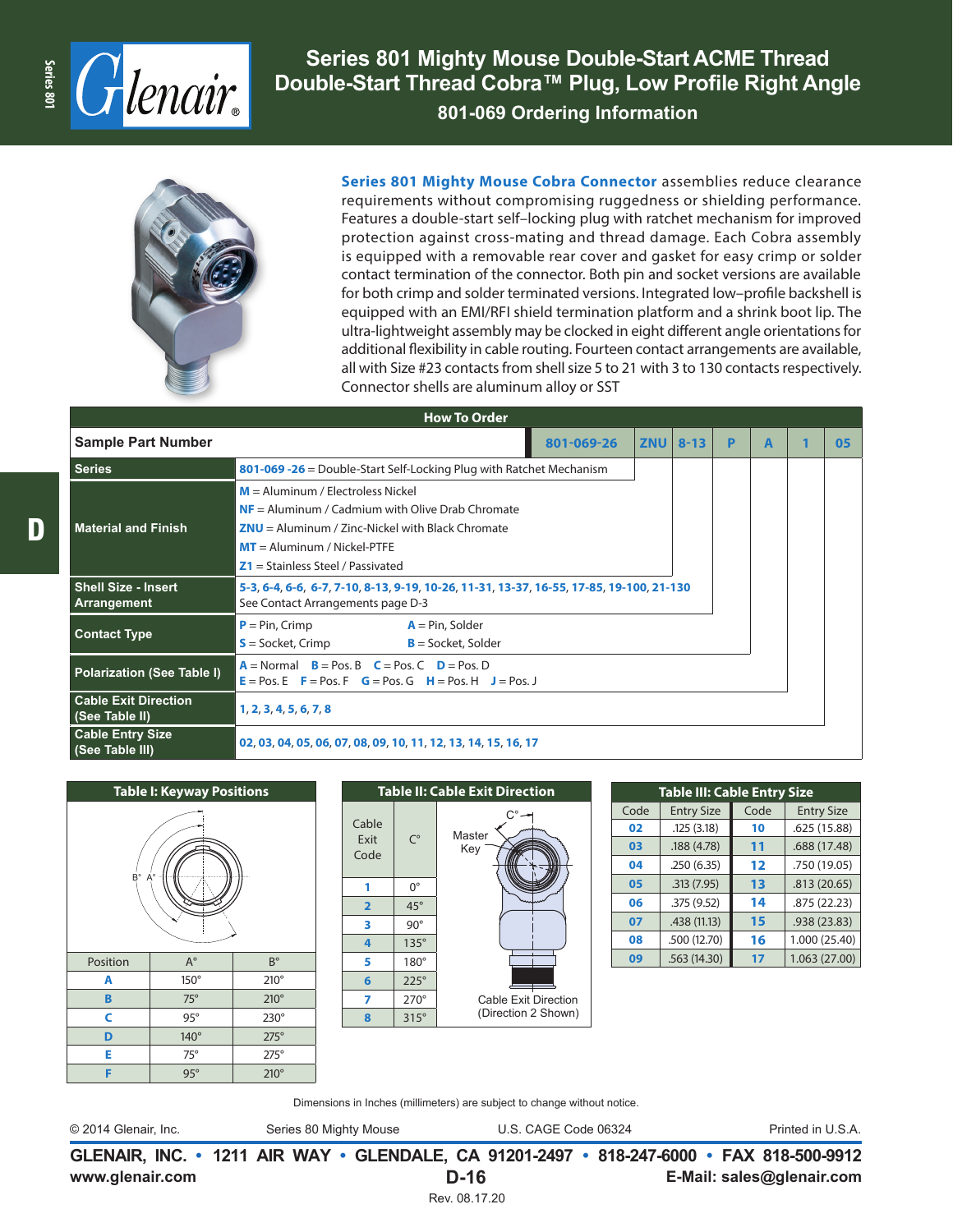# Series 801 Mighty Mouse Double-Start ACME Thread Double-Start Thread Cobra™ Plug, Low Profile Right Angle

## 801-069 Ordering Information

**Series 801 Mighty Mouse Cobra Connector** assemblies reduce clearance requirements without compromising ruggedness or shielding performance. Features a double-start self–locking plug with ratchet mechanism for improved protection against cross-mating and thread damage. Each Cobra assembly is equipped with a removable rear cover and gasket for easy crimp or solder contact termination of the connector. Both pin and socket versions are available for both crimp and solder terminated versions. Integrated low–profile backshell is equipped with an EMI/RFI shield termination platform and a shrink boot lip. The ultra-lightweight assembly may be clocked in eight different angle orientations for additional flexibility in cable routing. Fourteen contact arrangements are available, all with Size #23 contacts from shell size 5 to 21 with 3 to 130 contacts respectively. Connector shells are aluminum alloy or SST

### How To Order

**Sample Part Number:** 801-069-26 ZNU 8-13 P A 1 05

| Field | Options |
|---|---|
| Series | **801-069 -26** = Double-Start Self-Locking Plug with Ratchet Mechanism |
| Material and Finish | **M** = Aluminum / Electroless Nickel<br>**NF** = Aluminum / Cadmium with Olive Drab Chromate<br>**ZNU** = Aluminum / Zinc-Nickel with Black Chromate<br>**MT** = Aluminum / Nickel-PTFE<br>**Z1** = Stainless Steel / Passivated |
| Shell Size - Insert Arrangement | **5-3**, **6-4**, **6-6**, **6-7**, **7-10**, **8-13**, **9-19**, **10-26**, **11-31**, **13-37**, **16-55**, **17-85**, **19-100**, **21-130**<br>See Contact Arrangements page D-3 |
| Contact Type | **P** = Pin, Crimp; **A** = Pin, Solder<br>**S** = Socket, Crimp; **B** = Socket, Solder |
| Polarization (See Table I) | **A** = Normal **B** = Pos. B **C** = Pos. C **D** = Pos. D<br>**E** = Pos. E **F** = Pos. F **G** = Pos. G **H** = Pos. H **J** = Pos. J |
| Cable Exit Direction (See Table II) | **1**, **2**, **3**, **4**, **5**, **6**, **7**, **8** |
| Cable Entry Size (See Table III) | **02**, **03**, **04**, **05**, **06**, **07**, **08**, **09**, **10**, **11**, **12**, **13**, **14**, **15**, **16**, **17** |

### Table I: Keyway Positions

| Position | A° | B° |
|---|---|---|
| A | 150° | 210° |
| B | 75° | 210° |
| C | 95° | 230° |
| D | 140° | 275° |
| E | 75° | 275° |
| F | 95° | 210° |

### Table II: Cable Exit Direction

| Cable Exit Code | C° |
|---|---|
| 1 | 0° |
| 2 | 45° |
| 3 | 90° |
| 4 | 135° |
| 5 | 180° |
| 6 | 225° |
| 7 | 270° |
| 8 | 315° |

Master Key

Cable Exit Direction (Direction 2 Shown)

### Table III: Cable Entry Size

| Code | Entry Size | Code | Entry Size |
|---|---|---|---|
| 02 | .125 (3.18) | 10 | .625 (15.88) |
| 03 | .188 (4.78) | 11 | .688 (17.48) |
| 04 | .250 (6.35) | 12 | .750 (19.05) |
| 05 | .313 (7.95) | 13 | .813 (20.65) |
| 06 | .375 (9.52) | 14 | .875 (22.23) |
| 07 | .438 (11.13) | 15 | .938 (23.83) |
| 08 | .500 (12.70) | 16 | 1.000 (25.40) |
| 09 | .563 (14.30) | 17 | 1.063 (27.00) |

Dimensions in Inches (millimeters) are subject to change without notice.

© 2014 Glenair, Inc. Series 80 Mighty Mouse U.S. CAGE Code 06324 Printed in U.S.A.

**GLENAIR, INC. • 1211 AIR WAY • GLENDALE, CA 91201-2497 • 818-247-6000 • FAX 818-500-9912**

**www.glenair.com** **E-Mail: sales@glenair.com**

Rev. 08.17.20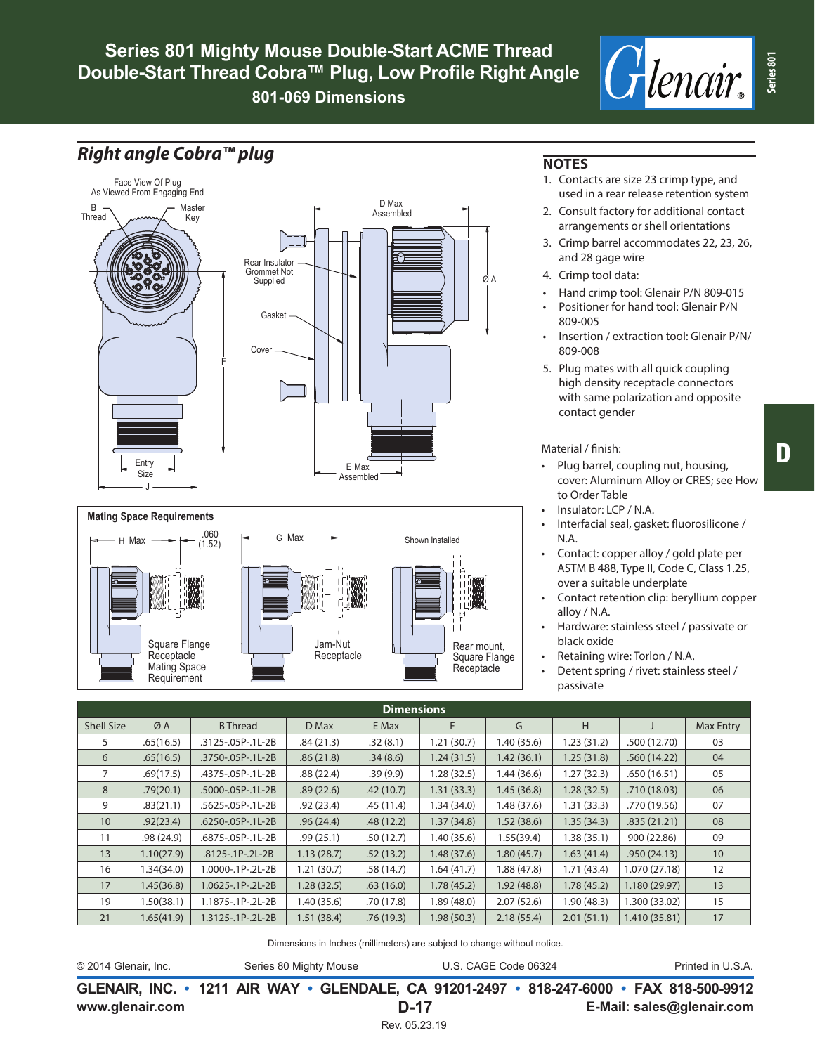# Series 801 Mighty Mouse Double-Start ACME Thread
# Double-Start Thread Cobra™ Plug, Low Profile Right Angle
## 801-069 Dimensions

## *Right angle Cobra™ plug*

Face View Of Plug
As Viewed From Engaging End

B Thread

Master Key

F

Entry Size

J

D Max Assembled

Rear Insulator Grommet Not Supplied

Gasket

Cover

Ø A

E Max Assembled

**Mating Space Requirements**

H Max

.060 (1.52)

G Max

Shown Installed

Square Flange Receptacle Mating Space Requirement

Jam-Nut Receptacle

Rear mount, Square Flange Receptacle

## NOTES

1. Contacts are size 23 crimp type, and used in a rear release retention system
2. Consult factory for additional contact arrangements or shell orientations
3. Crimp barrel accommodates 22, 23, 26, and 28 gage wire
4. Crimp tool data:
   - Hand crimp tool: Glenair P/N 809-015
   - Positioner for hand tool: Glenair P/N 809-005
   - Insertion / extraction tool: Glenair P/N/ 809-008
5. Plug mates with all quick coupling high density receptacle connectors with same polarization and opposite contact gender

Material / finish:

- Plug barrel, coupling nut, housing, cover: Aluminum Alloy or CRES; see How to Order Table
- Insulator: LCP / N.A.
- Interfacial seal, gasket: fluorosilicone / N.A.
- Contact: copper alloy / gold plate per ASTM B 488, Type II, Code C, Class 1.25, over a suitable underplate
- Contact retention clip: beryllium copper alloy / N.A.
- Hardware: stainless steel / passivate or black oxide
- Retaining wire: Torlon / N.A.
- Detent spring / rivet: stainless steel / passivate

| Dimensions | | | | | | | | | |
|---|---|---|---|---|---|---|---|---|---|
| Shell Size | Ø A | B Thread | D Max | E Max | F | G | H | J | Max Entry |
| 5 | .65(16.5) | .3125-.05P-.1L-2B | .84 (21.3) | .32 (8.1) | 1.21 (30.7) | 1.40 (35.6) | 1.23 (31.2) | .500 (12.70) | 03 |
| 6 | .65(16.5) | .3750-.05P-.1L-2B | .86 (21.8) | .34 (8.6) | 1.24 (31.5) | 1.42 (36.1) | 1.25 (31.8) | .560 (14.22) | 04 |
| 7 | .69(17.5) | .4375-.05P-.1L-2B | .88 (22.4) | .39 (9.9) | 1.28 (32.5) | 1.44 (36.6) | 1.27 (32.3) | .650 (16.51) | 05 |
| 8 | .79(20.1) | .5000-.05P-.1L-2B | .89 (22.6) | .42 (10.7) | 1.31 (33.3) | 1.45 (36.8) | 1.28 (32.5) | .710 (18.03) | 06 |
| 9 | .83(21.1) | .5625-.05P-.1L-2B | .92 (23.4) | .45 (11.4) | 1.34 (34.0) | 1.48 (37.6) | 1.31 (33.3) | .770 (19.56) | 07 |
| 10 | .92(23.4) | .6250-.05P-.1L-2B | .96 (24.4) | .48 (12.2) | 1.37 (34.8) | 1.52 (38.6) | 1.35 (34.3) | .835 (21.21) | 08 |
| 11 | .98 (24.9) | .6875-.05P-.1L-2B | .99 (25.1) | .50 (12.7) | 1.40 (35.6) | 1.55(39.4) | 1.38 (35.1) | 900 (22.86) | 09 |
| 13 | 1.10(27.9) | .8125-.1P-.2L-2B | 1.13 (28.7) | .52 (13.2) | 1.48 (37.6) | 1.80 (45.7) | 1.63 (41.4) | .950 (24.13) | 10 |
| 16 | 1.34(34.0) | 1.0000-.1P-.2L-2B | 1.21 (30.7) | .58 (14.7) | 1.64 (41.7) | 1.88 (47.8) | 1.71 (43.4) | 1.070 (27.18) | 12 |
| 17 | 1.45(36.8) | 1.0625-.1P-.2L-2B | 1.28 (32.5) | .63 (16.0) | 1.78 (45.2) | 1.92 (48.8) | 1.78 (45.2) | 1.180 (29.97) | 13 |
| 19 | 1.50(38.1) | 1.1875-.1P-.2L-2B | 1.40 (35.6) | .70 (17.8) | 1.89 (48.0) | 2.07 (52.6) | 1.90 (48.3) | 1.300 (33.02) | 15 |
| 21 | 1.65(41.9) | 1.3125-.1P-.2L-2B | 1.51 (38.4) | .76 (19.3) | 1.98 (50.3) | 2.18 (55.4) | 2.01 (51.1) | 1.410 (35.81) | 17 |

Dimensions in Inches (millimeters) are subject to change without notice.